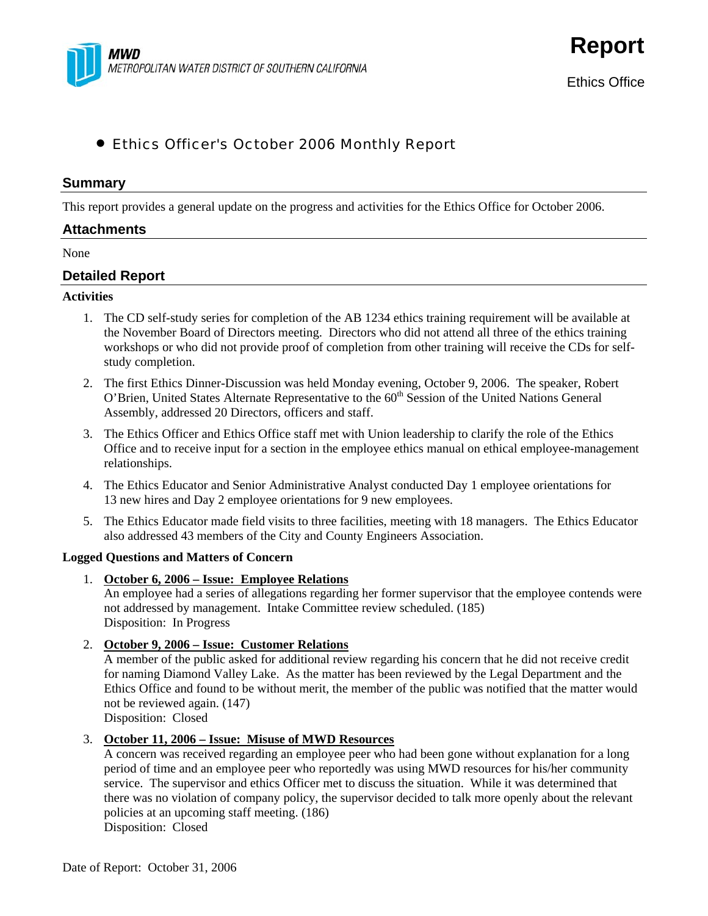MWD
METROPOLITAN WATER DISTRICT OF SOUTHERN CALIFORNIA

# Report

Ethics Office

- Ethics Officer's October 2006 Monthly Report

## Summary

This report provides a general update on the progress and activities for the Ethics Office for October 2006.

## Attachments

None

## Detailed Report

**Activities**

1. The CD self-study series for completion of the AB 1234 ethics training requirement will be available at the November Board of Directors meeting. Directors who did not attend all three of the ethics training workshops or who did not provide proof of completion from other training will receive the CDs for self-study completion.
2. The first Ethics Dinner-Discussion was held Monday evening, October 9, 2006. The speaker, Robert O'Brien, United States Alternate Representative to the 60th Session of the United Nations General Assembly, addressed 20 Directors, officers and staff.
3. The Ethics Officer and Ethics Office staff met with Union leadership to clarify the role of the Ethics Office and to receive input for a section in the employee ethics manual on ethical employee-management relationships.
4. The Ethics Educator and Senior Administrative Analyst conducted Day 1 employee orientations for 13 new hires and Day 2 employee orientations for 9 new employees.
5. The Ethics Educator made field visits to three facilities, meeting with 18 managers. The Ethics Educator also addressed 43 members of the City and County Engineers Association.

**Logged Questions and Matters of Concern**

1. **October 6, 2006 – Issue: Employee Relations**
   An employee had a series of allegations regarding her former supervisor that the employee contends were not addressed by management. Intake Committee review scheduled. (185)
   Disposition: In Progress
2. **October 9, 2006 – Issue: Customer Relations**
   A member of the public asked for additional review regarding his concern that he did not receive credit for naming Diamond Valley Lake. As the matter has been reviewed by the Legal Department and the Ethics Office and found to be without merit, the member of the public was notified that the matter would not be reviewed again. (147)
   Disposition: Closed
3. **October 11, 2006 – Issue: Misuse of MWD Resources**
   A concern was received regarding an employee peer who had been gone without explanation for a long period of time and an employee peer who reportedly was using MWD resources for his/her community service. The supervisor and ethics Officer met to discuss the situation. While it was determined that there was no violation of company policy, the supervisor decided to talk more openly about the relevant policies at an upcoming staff meeting. (186)
   Disposition: Closed

Date of Report: October 31, 2006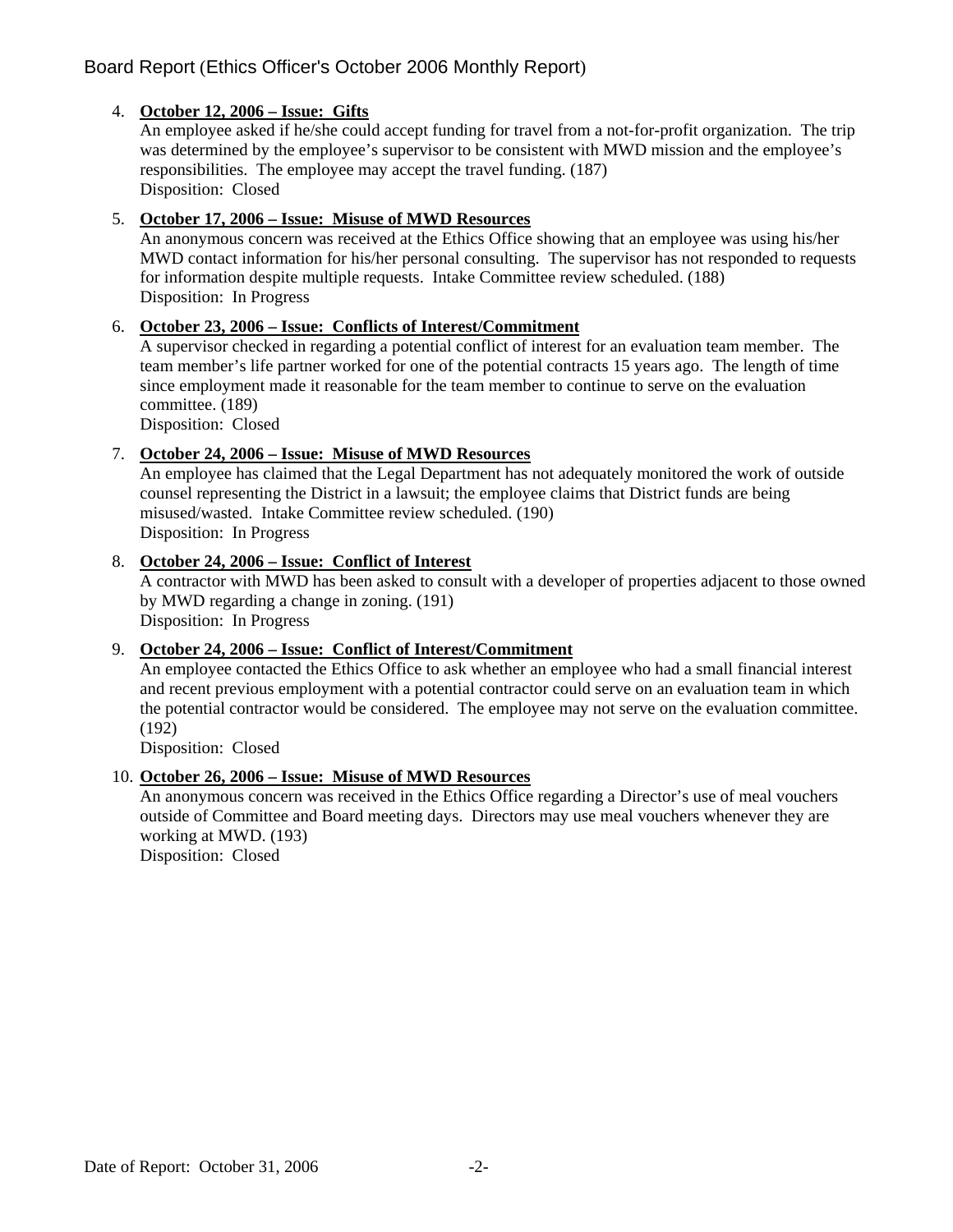4. **October 12, 2006 – Issue: Gifts**
   An employee asked if he/she could accept funding for travel from a not-for-profit organization. The trip was determined by the employee's supervisor to be consistent with MWD mission and the employee's responsibilities. The employee may accept the travel funding. (187)
   Disposition: Closed

5. **October 17, 2006 – Issue: Misuse of MWD Resources**
   An anonymous concern was received at the Ethics Office showing that an employee was using his/her MWD contact information for his/her personal consulting. The supervisor has not responded to requests for information despite multiple requests. Intake Committee review scheduled. (188)
   Disposition: In Progress

6. **October 23, 2006 – Issue: Conflicts of Interest/Commitment**
   A supervisor checked in regarding a potential conflict of interest for an evaluation team member. The team member's life partner worked for one of the potential contracts 15 years ago. The length of time since employment made it reasonable for the team member to continue to serve on the evaluation committee. (189)
   Disposition: Closed

7. **October 24, 2006 – Issue: Misuse of MWD Resources**
   An employee has claimed that the Legal Department has not adequately monitored the work of outside counsel representing the District in a lawsuit; the employee claims that District funds are being misused/wasted. Intake Committee review scheduled. (190)
   Disposition: In Progress

8. **October 24, 2006 – Issue: Conflict of Interest**
   A contractor with MWD has been asked to consult with a developer of properties adjacent to those owned by MWD regarding a change in zoning. (191)
   Disposition: In Progress

9. **October 24, 2006 – Issue: Conflict of Interest/Commitment**
   An employee contacted the Ethics Office to ask whether an employee who had a small financial interest and recent previous employment with a potential contractor could serve on an evaluation team in which the potential contractor would be considered. The employee may not serve on the evaluation committee. (192)
   Disposition: Closed

10. **October 26, 2006 – Issue: Misuse of MWD Resources**
    An anonymous concern was received in the Ethics Office regarding a Director's use of meal vouchers outside of Committee and Board meeting days. Directors may use meal vouchers whenever they are working at MWD. (193)
    Disposition: Closed